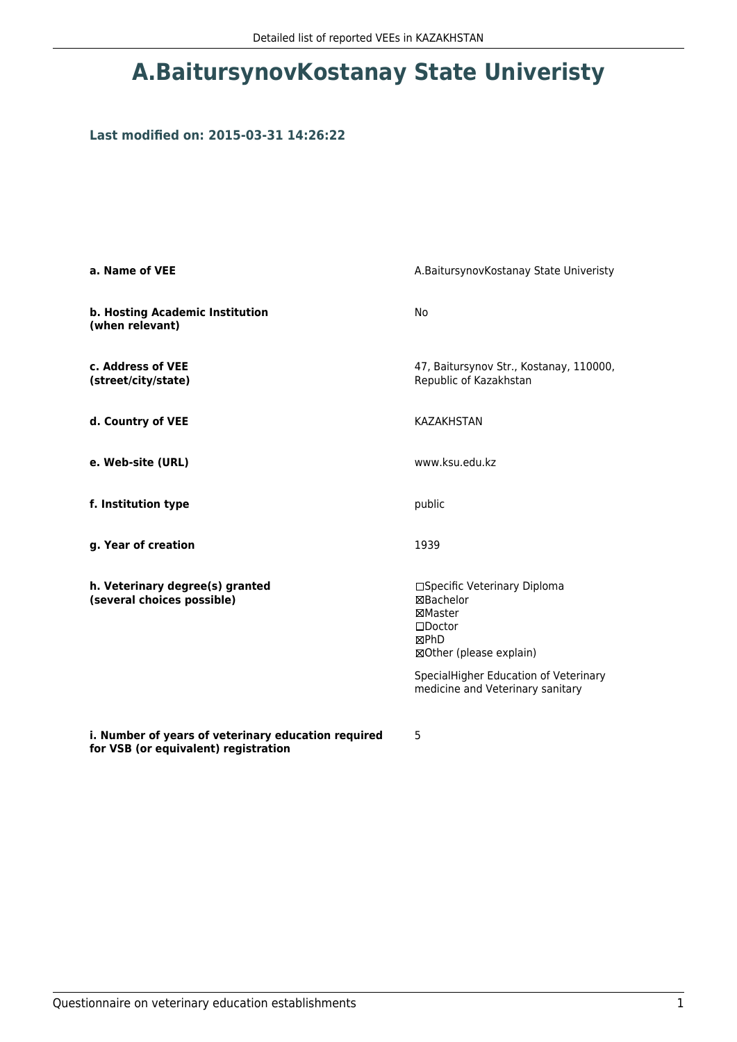# A.BaitursynovKostanay State Univeristy

### Last modified on: 2015-03-31 14:26:22

| | |
|---|---|
| **a. Name of VEE** | A.BaitursynovKostanay State Univeristy |
| **b. Hosting Academic Institution (when relevant)** | No |
| **c. Address of VEE (street/city/state)** | 47, Baitursynov Str., Kostanay, 110000, Republic of Kazakhstan |
| **d. Country of VEE** | KAZAKHSTAN |
| **e. Web-site (URL)** | www.ksu.edu.kz |
| **f. Institution type** | public |
| **g. Year of creation** | 1939 |
| **h. Veterinary degree(s) granted (several choices possible)** | ☐Specific Veterinary Diploma<br>☒Bachelor<br>☒Master<br>☐Doctor<br>☒PhD<br>☒Other (please explain)<br><br>SpecialHigher Education of Veterinary medicine and Veterinary sanitary |
| **i. Number of years of veterinary education required for VSB (or equivalent) registration** | 5 |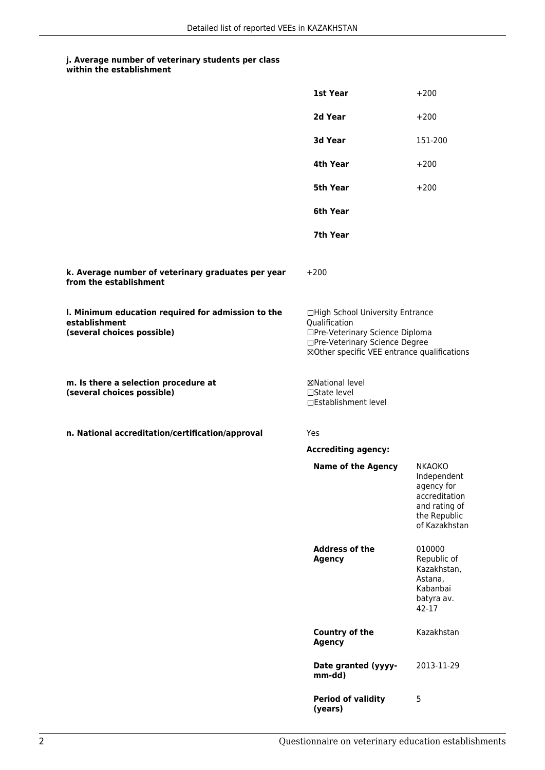**j. Average number of veterinary students per class within the establishment**

| | |
|---|---|
| **1st Year** | +200 |
| **2d Year** | +200 |
| **3d Year** | 151-200 |
| **4th Year** | +200 |
| **5th Year** | +200 |
| **6th Year** | |
| **7th Year** | |

**k. Average number of veterinary graduates per year from the establishment**

+200

**l. Minimum education required for admission to the establishment (several choices possible)**

☐High School University Entrance Qualification
☐Pre-Veterinary Science Diploma
☐Pre-Veterinary Science Degree
☒Other specific VEE entrance qualifications

**m. Is there a selection procedure at (several choices possible)**

☒National level
☐State level
☐Establishment level

**n. National accreditation/certification/approval**

Yes

**Accrediting agency:**

| | |
|---|---|
| **Name of the Agency** | NKAOKO Independent agency for accreditation and rating of the Republic of Kazakhstan |
| **Address of the Agency** | 010000 Republic of Kazakhstan, Astana, Kabanbai batyra av. 42-17 |
| **Country of the Agency** | Kazakhstan |
| **Date granted (yyyy-mm-dd)** | 2013-11-29 |
| **Period of validity (years)** | 5 |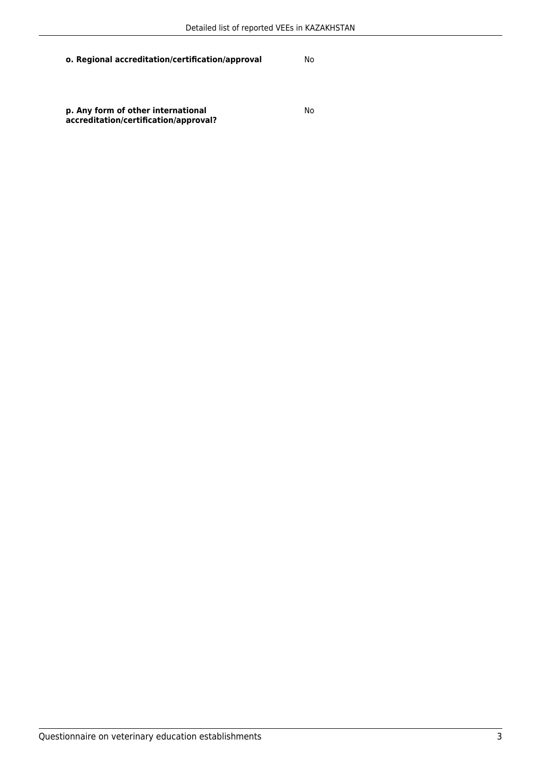| | |
|---|---|
| **o. Regional accreditation/certification/approval** | No |
| **p. Any form of other international accreditation/certification/approval?** | No |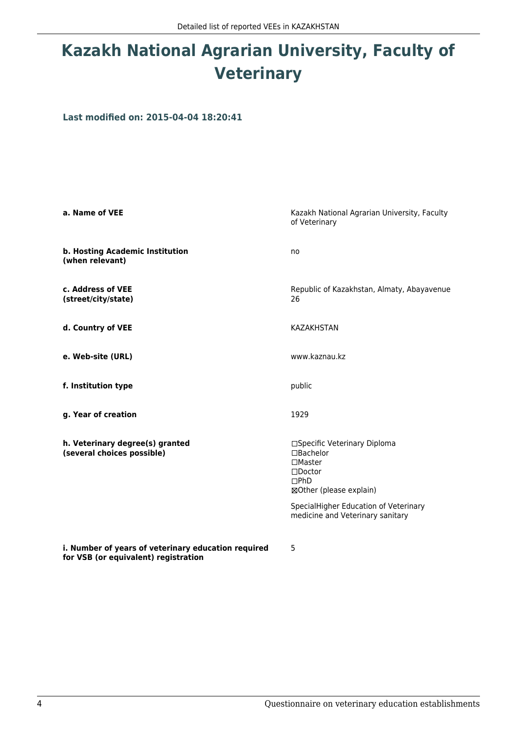# Kazakh National Agrarian University, Faculty of Veterinary

**Last modified on: 2015-04-04 18:20:41**

| | |
|---|---|
| **a. Name of VEE** | Kazakh National Agrarian University, Faculty of Veterinary |
| **b. Hosting Academic Institution (when relevant)** | no |
| **c. Address of VEE (street/city/state)** | Republic of Kazakhstan, Almaty, Abayavenue 26 |
| **d. Country of VEE** | KAZAKHSTAN |
| **e. Web-site (URL)** | www.kaznau.kz |
| **f. Institution type** | public |
| **g. Year of creation** | 1929 |
| **h. Veterinary degree(s) granted (several choices possible)** | ☐Specific Veterinary Diploma<br>☐Bachelor<br>☐Master<br>☐Doctor<br>☐PhD<br>☒Other (please explain)<br><br>SpecialHigher Education of Veterinary medicine and Veterinary sanitary |
| **i. Number of years of veterinary education required for VSB (or equivalent) registration** | 5 |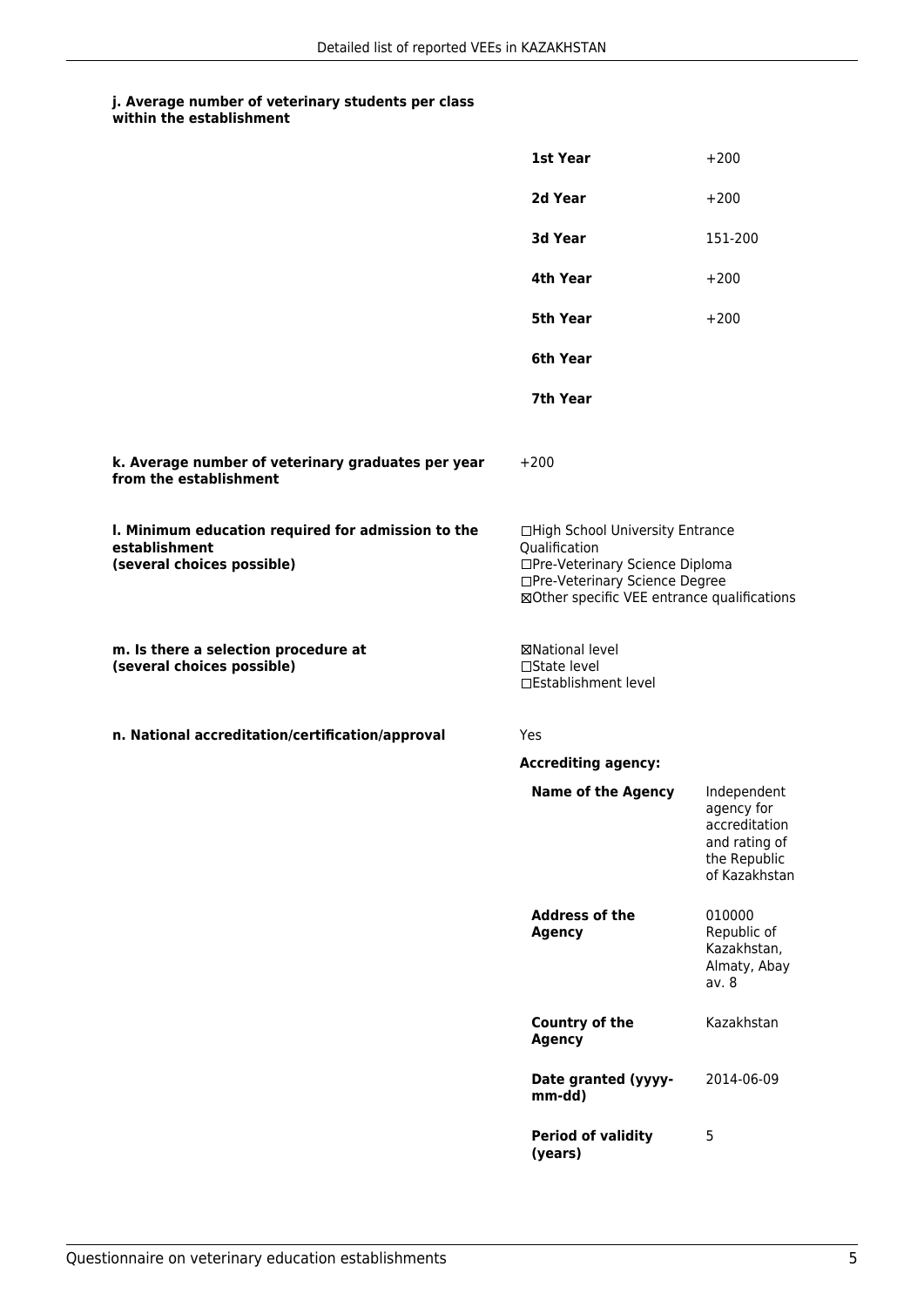**j. Average number of veterinary students per class within the establishment**

| | |
|---|---|
| **1st Year** | +200 |
| **2d Year** | +200 |
| **3d Year** | 151-200 |
| **4th Year** | +200 |
| **5th Year** | +200 |
| **6th Year** | |
| **7th Year** | |

**k. Average number of veterinary graduates per year from the establishment**

+200

**l. Minimum education required for admission to the establishment (several choices possible)**

☐High School University Entrance Qualification
☐Pre-Veterinary Science Diploma
☐Pre-Veterinary Science Degree
☒Other specific VEE entrance qualifications

**m. Is there a selection procedure at (several choices possible)**

☒National level
☐State level
☐Establishment level

**n. National accreditation/certification/approval**

Yes

**Accrediting agency:**

| | |
|---|---|
| **Name of the Agency** | Independent agency for accreditation and rating of the Republic of Kazakhstan |
| **Address of the Agency** | 010000 Republic of Kazakhstan, Almaty, Abay av. 8 |
| **Country of the Agency** | Kazakhstan |
| **Date granted (yyyy-mm-dd)** | 2014-06-09 |
| **Period of validity (years)** | 5 |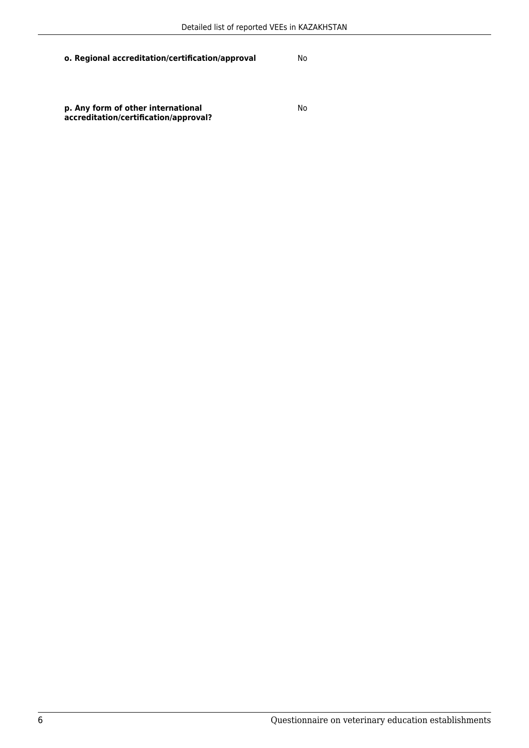| | |
|---|---|
| **o. Regional accreditation/certification/approval** | No |
| **p. Any form of other international accreditation/certification/approval?** | No |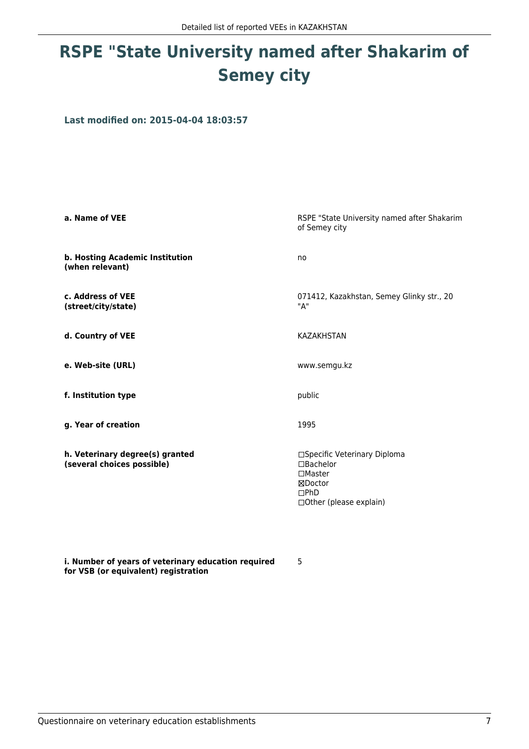# RSPE "State University named after Shakarim of Semey city

**Last modified on: 2015-04-04 18:03:57**

| | |
|---|---|
| **a. Name of VEE** | RSPE "State University named after Shakarim of Semey city |
| **b. Hosting Academic Institution (when relevant)** | no |
| **c. Address of VEE (street/city/state)** | 071412, Kazakhstan, Semey Glinky str., 20 "A" |
| **d. Country of VEE** | KAZAKHSTAN |
| **e. Web-site (URL)** | www.semgu.kz |
| **f. Institution type** | public |
| **g. Year of creation** | 1995 |
| **h. Veterinary degree(s) granted (several choices possible)** | ☐Specific Veterinary Diploma<br>☐Bachelor<br>☐Master<br>☒Doctor<br>☐PhD<br>☐Other (please explain) |
| **i. Number of years of veterinary education required for VSB (or equivalent) registration** | 5 |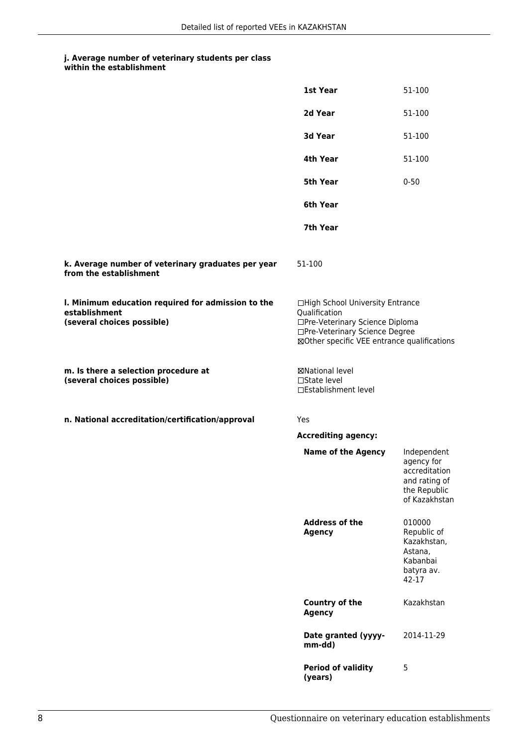**j. Average number of veterinary students per class within the establishment**

| | |
|---|---|
| **1st Year** | 51-100 |
| **2d Year** | 51-100 |
| **3d Year** | 51-100 |
| **4th Year** | 51-100 |
| **5th Year** | 0-50 |
| **6th Year** | |
| **7th Year** | |

**k. Average number of veterinary graduates per year from the establishment**

51-100

**l. Minimum education required for admission to the establishment (several choices possible)**

☐High School University Entrance Qualification
☐Pre-Veterinary Science Diploma
☐Pre-Veterinary Science Degree
☒Other specific VEE entrance qualifications

**m. Is there a selection procedure at (several choices possible)**

☒National level
☐State level
☐Establishment level

**n. National accreditation/certification/approval**

Yes

**Accrediting agency:**

| | |
|---|---|
| **Name of the Agency** | Independent agency for accreditation and rating of the Republic of Kazakhstan |
| **Address of the Agency** | 010000 Republic of Kazakhstan, Astana, Kabanbai batyra av. 42-17 |
| **Country of the Agency** | Kazakhstan |
| **Date granted (yyyy-mm-dd)** | 2014-11-29 |
| **Period of validity (years)** | 5 |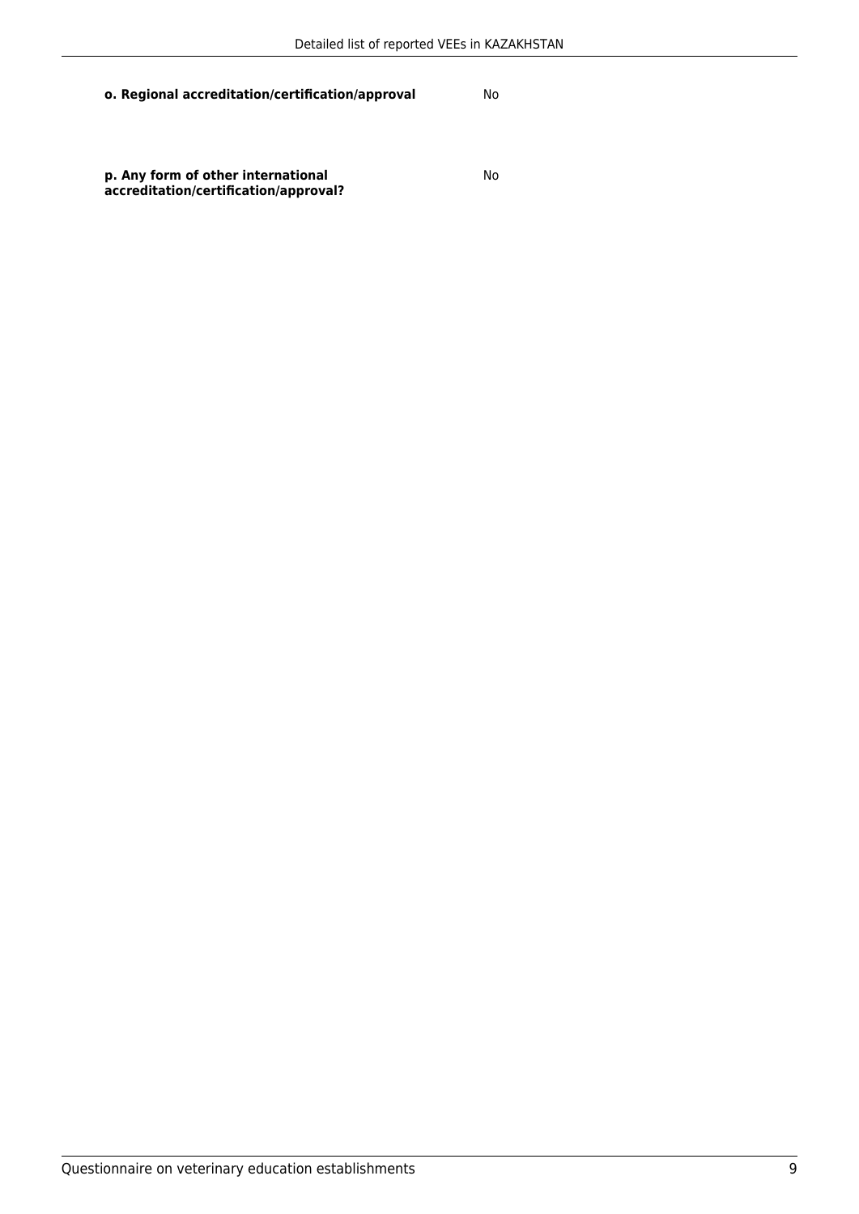| | |
|---|---|
| **o. Regional accreditation/certification/approval** | No |
| **p. Any form of other international accreditation/certification/approval?** | No |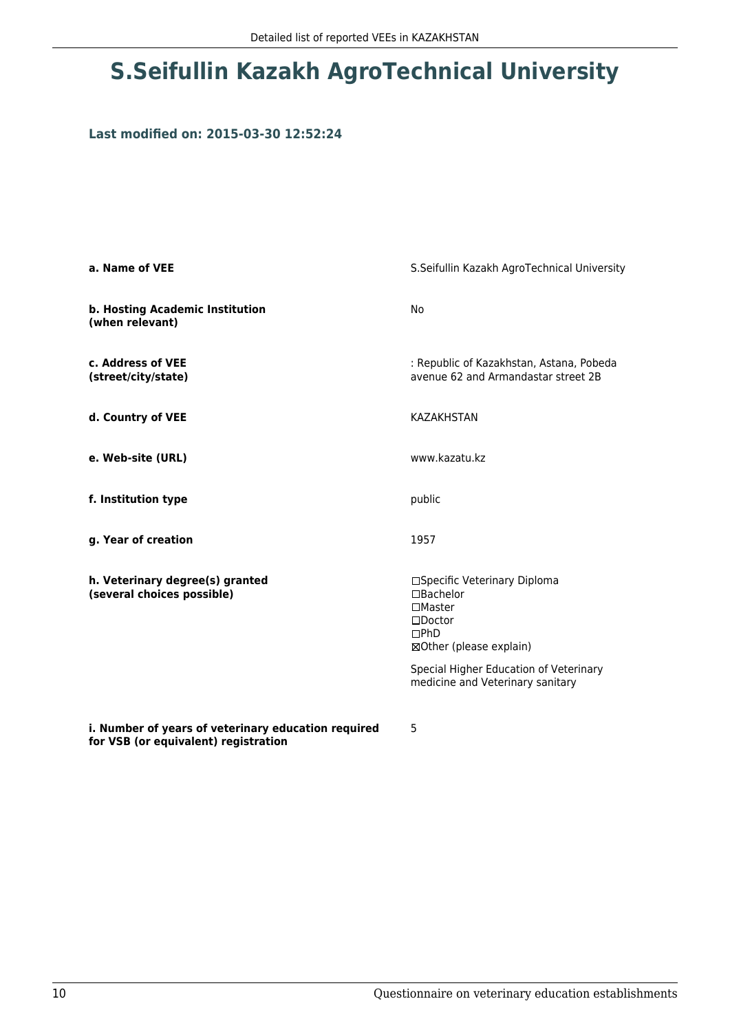# S.Seifullin Kazakh AgroTechnical University

**Last modified on: 2015-03-30 12:52:24**

| | |
|---|---|
| **a. Name of VEE** | S.Seifullin Kazakh AgroTechnical University |
| **b. Hosting Academic Institution (when relevant)** | No |
| **c. Address of VEE (street/city/state)** | : Republic of Kazakhstan, Astana, Pobeda avenue 62 and Armandastar street 2B |
| **d. Country of VEE** | KAZAKHSTAN |
| **e. Web-site (URL)** | www.kazatu.kz |
| **f. Institution type** | public |
| **g. Year of creation** | 1957 |
| **h. Veterinary degree(s) granted (several choices possible)** | ☐Specific Veterinary Diploma<br>☐Bachelor<br>☐Master<br>☐Doctor<br>☐PhD<br>☒Other (please explain)<br><br>Special Higher Education of Veterinary medicine and Veterinary sanitary |
| **i. Number of years of veterinary education required for VSB (or equivalent) registration** | 5 |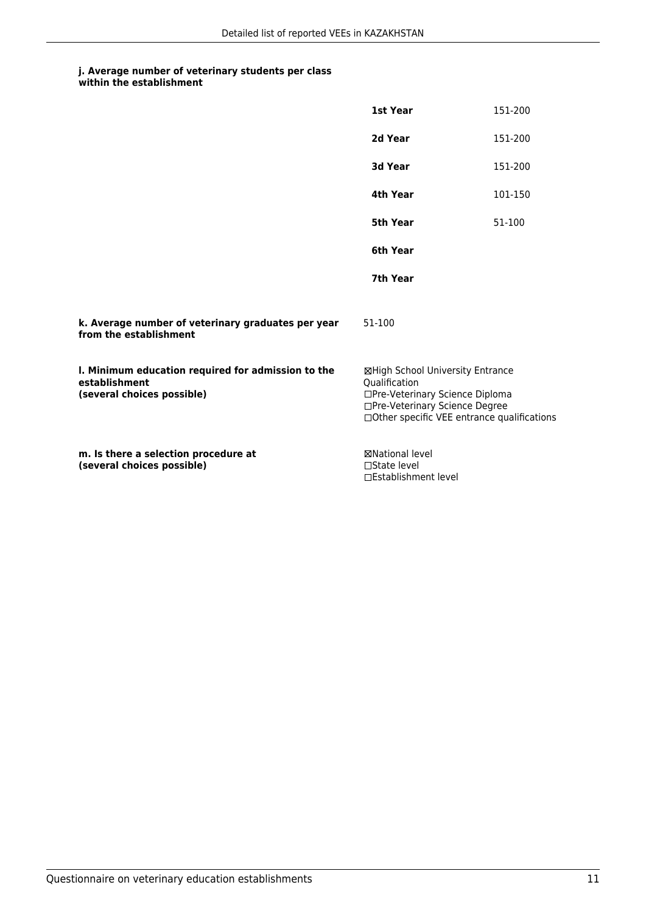**j. Average number of veterinary students per class within the establishment**

| | |
|---|---|
| **1st Year** | 151-200 |
| **2d Year** | 151-200 |
| **3d Year** | 151-200 |
| **4th Year** | 101-150 |
| **5th Year** | 51-100 |
| **6th Year** | |
| **7th Year** | |

**k. Average number of veterinary graduates per year from the establishment**

51-100

**l. Minimum education required for admission to the establishment (several choices possible)**

☒High School University Entrance Qualification
☐Pre-Veterinary Science Diploma
☐Pre-Veterinary Science Degree
☐Other specific VEE entrance qualifications

**m. Is there a selection procedure at (several choices possible)**

☒National level
☐State level
☐Establishment level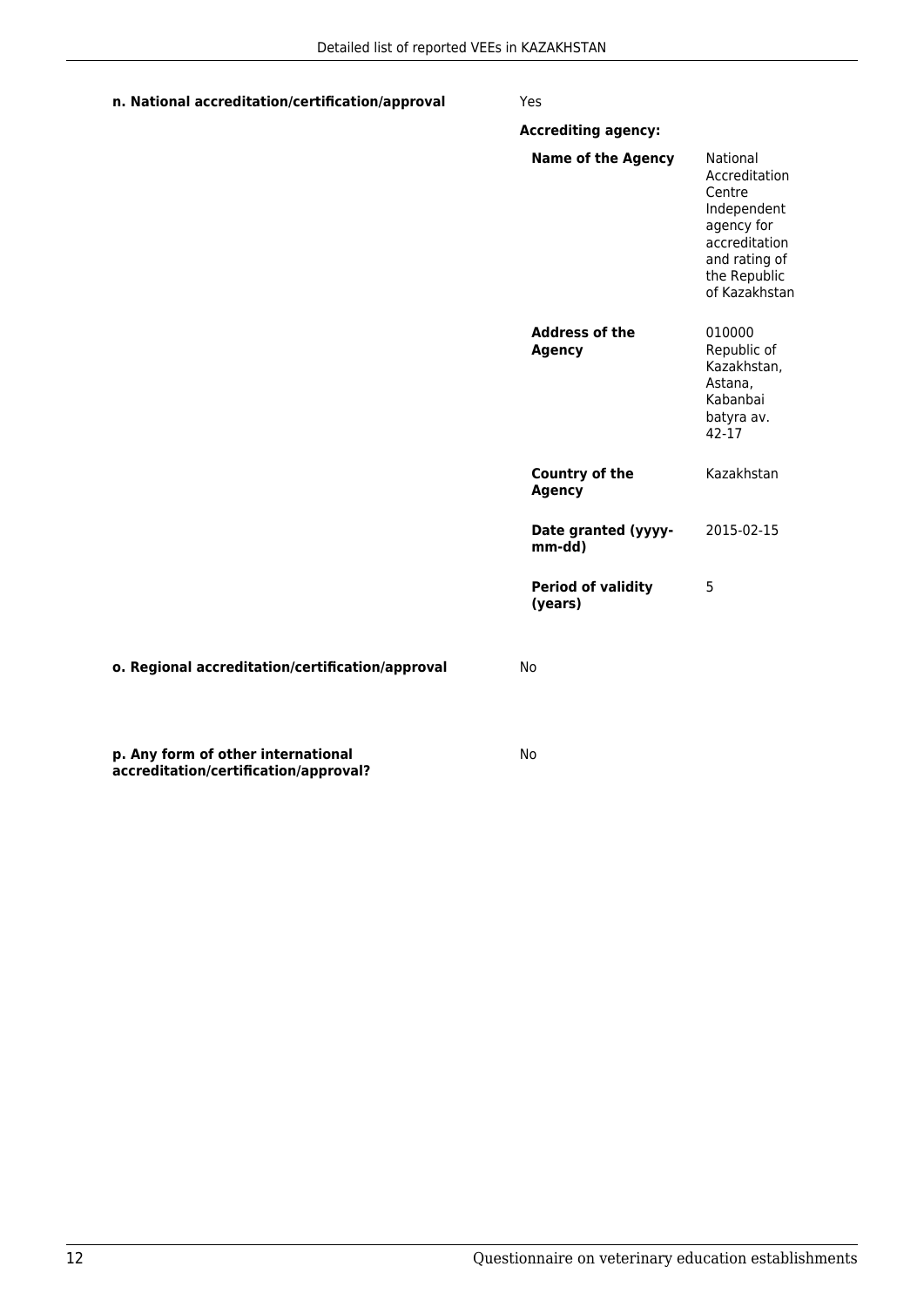**n. National accreditation/certification/approval**

Yes

**Accrediting agency:**

| | |
|---|---|
| **Name of the Agency** | National Accreditation Centre Independent agency for accreditation and rating of the Republic of Kazakhstan |
| **Address of the Agency** | 010000 Republic of Kazakhstan, Astana, Kabanbai batyra av. 42-17 |
| **Country of the Agency** | Kazakhstan |
| **Date granted (yyyy-mm-dd)** | 2015-02-15 |
| **Period of validity (years)** | 5 |

**o. Regional accreditation/certification/approval**

No

**p. Any form of other international accreditation/certification/approval?**

No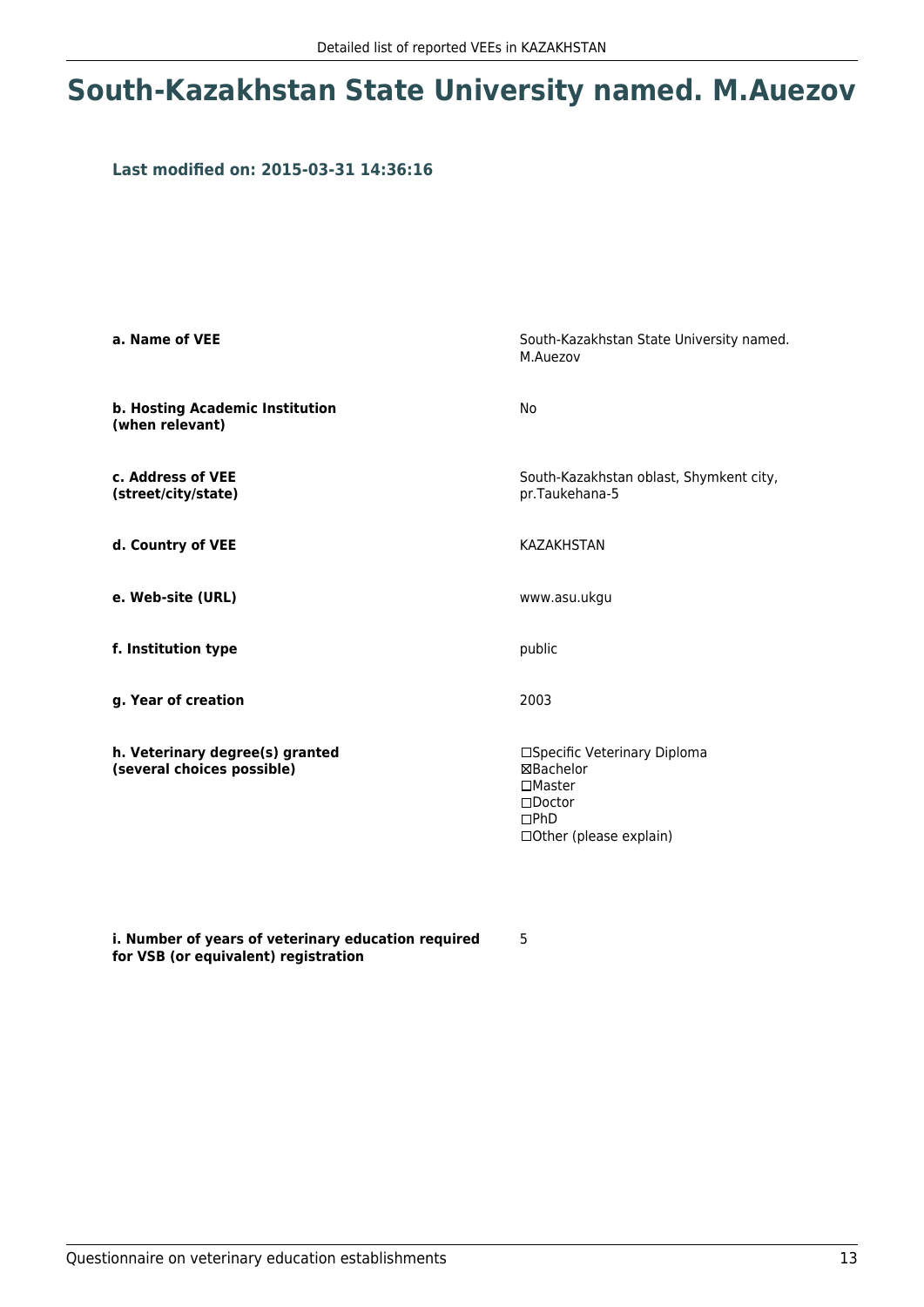# South-Kazakhstan State University named. M.Auezov

### Last modified on: 2015-03-31 14:36:16

| | |
|---|---|
| **a. Name of VEE** | South-Kazakhstan State University named. M.Auezov |
| **b. Hosting Academic Institution (when relevant)** | No |
| **c. Address of VEE (street/city/state)** | South-Kazakhstan oblast, Shymkent city, pr.Taukehana-5 |
| **d. Country of VEE** | KAZAKHSTAN |
| **e. Web-site (URL)** | www.asu.ukgu |
| **f. Institution type** | public |
| **g. Year of creation** | 2003 |
| **h. Veterinary degree(s) granted (several choices possible)** | ☐Specific Veterinary Diploma<br>☒Bachelor<br>☐Master<br>☐Doctor<br>☐PhD<br>☐Other (please explain) |
| **i. Number of years of veterinary education required for VSB (or equivalent) registration** | 5 |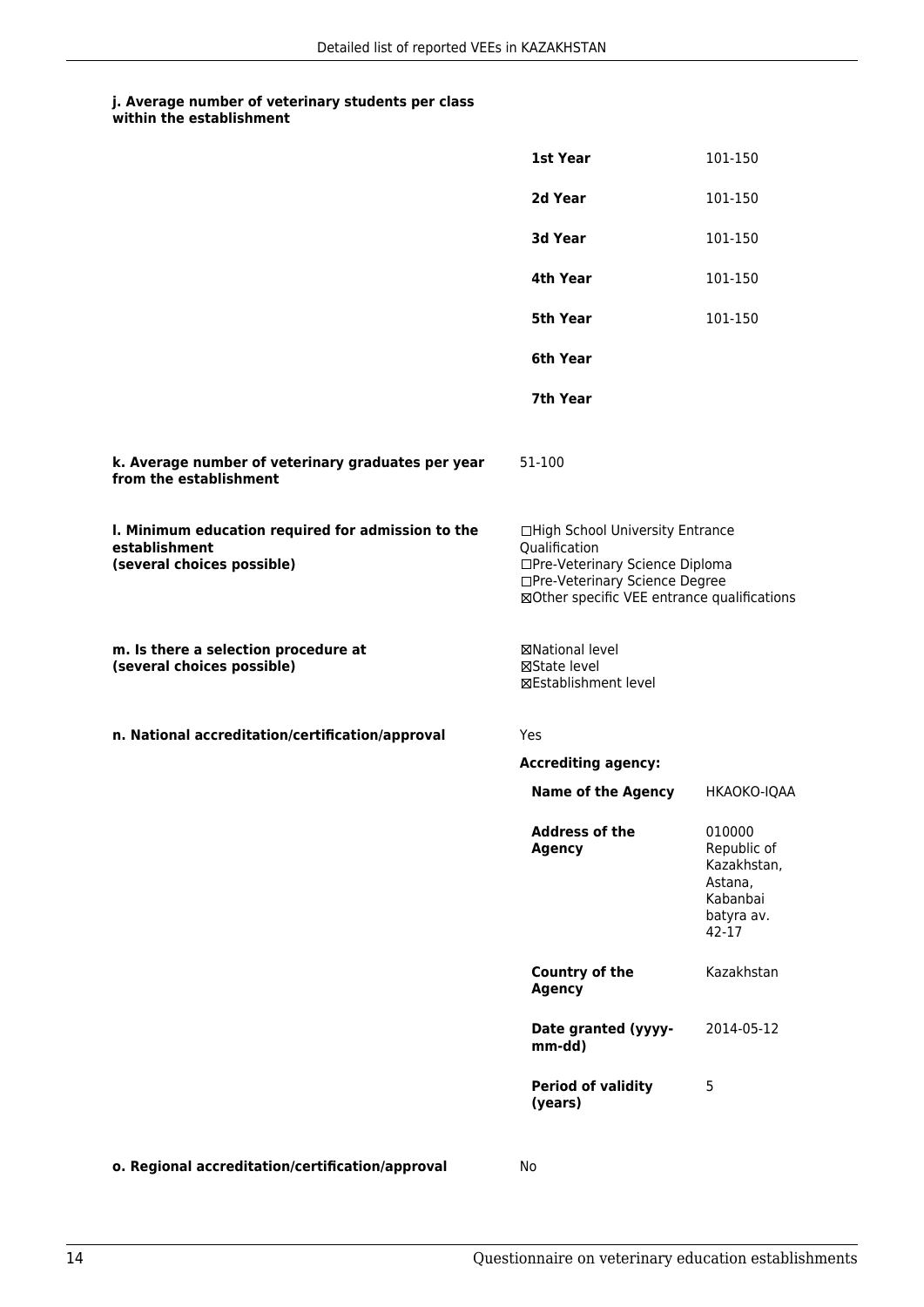**j. Average number of veterinary students per class within the establishment**

| | |
|---|---|
| **1st Year** | 101-150 |
| **2d Year** | 101-150 |
| **3d Year** | 101-150 |
| **4th Year** | 101-150 |
| **5th Year** | 101-150 |
| **6th Year** | |
| **7th Year** | |

**k. Average number of veterinary graduates per year from the establishment**

51-100

**l. Minimum education required for admission to the establishment (several choices possible)**

☐High School University Entrance Qualification
☐Pre-Veterinary Science Diploma
☐Pre-Veterinary Science Degree
☒Other specific VEE entrance qualifications

**m. Is there a selection procedure at (several choices possible)**

☒National level
☒State level
☒Establishment level

**n. National accreditation/certification/approval**

Yes

**Accrediting agency:**

| | |
|---|---|
| **Name of the Agency** | HKAOKO-IQAA |
| **Address of the Agency** | 010000 Republic of Kazakhstan, Astana, Kabanbai batyra av. 42-17 |
| **Country of the Agency** | Kazakhstan |
| **Date granted (yyyy-mm-dd)** | 2014-05-12 |
| **Period of validity (years)** | 5 |

**o. Regional accreditation/certification/approval**

No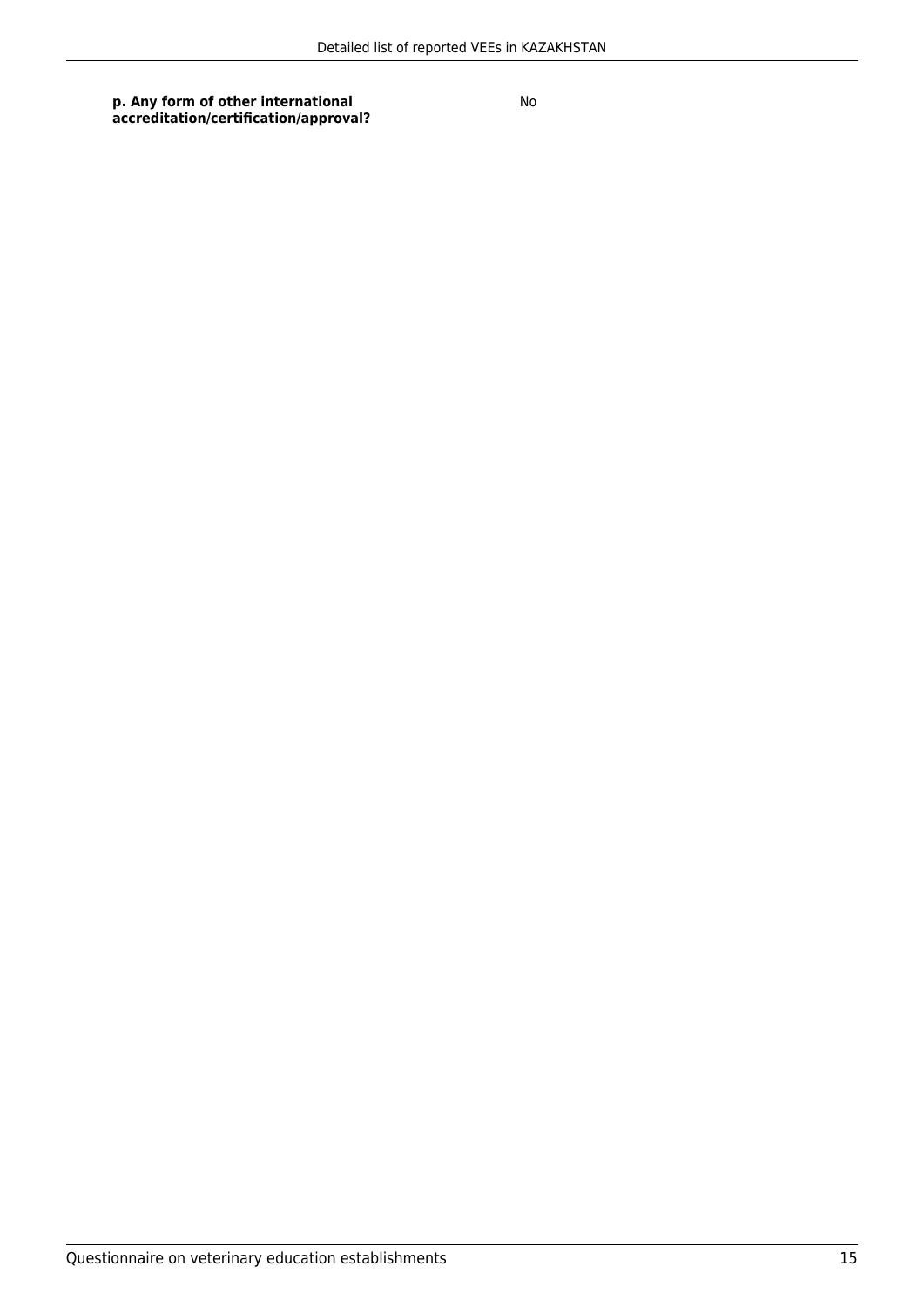| | |
|---|---|
| **p. Any form of other international accreditation/certification/approval?** | No |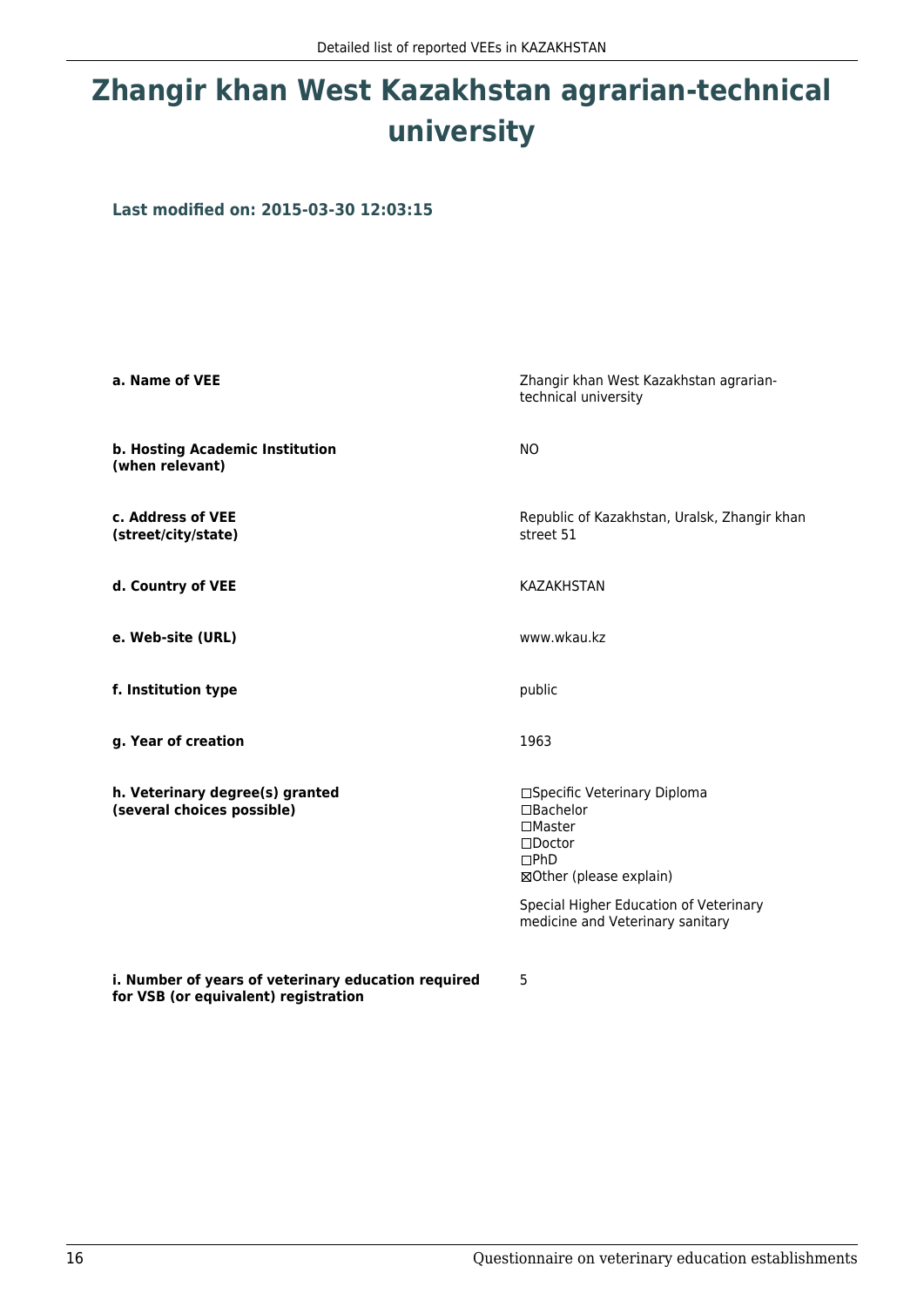# Zhangir khan West Kazakhstan agrarian-technical university

**Last modified on: 2015-03-30 12:03:15**

| | |
|---|---|
| **a. Name of VEE** | Zhangir khan West Kazakhstan agrarian-technical university |
| **b. Hosting Academic Institution (when relevant)** | NO |
| **c. Address of VEE (street/city/state)** | Republic of Kazakhstan, Uralsk, Zhangir khan street 51 |
| **d. Country of VEE** | KAZAKHSTAN |
| **e. Web-site (URL)** | www.wkau.kz |
| **f. Institution type** | public |
| **g. Year of creation** | 1963 |
| **h. Veterinary degree(s) granted (several choices possible)** | ☐Specific Veterinary Diploma<br>☐Bachelor<br>☐Master<br>☐Doctor<br>☐PhD<br>☒Other (please explain)<br><br>Special Higher Education of Veterinary medicine and Veterinary sanitary |
| **i. Number of years of veterinary education required for VSB (or equivalent) registration** | 5 |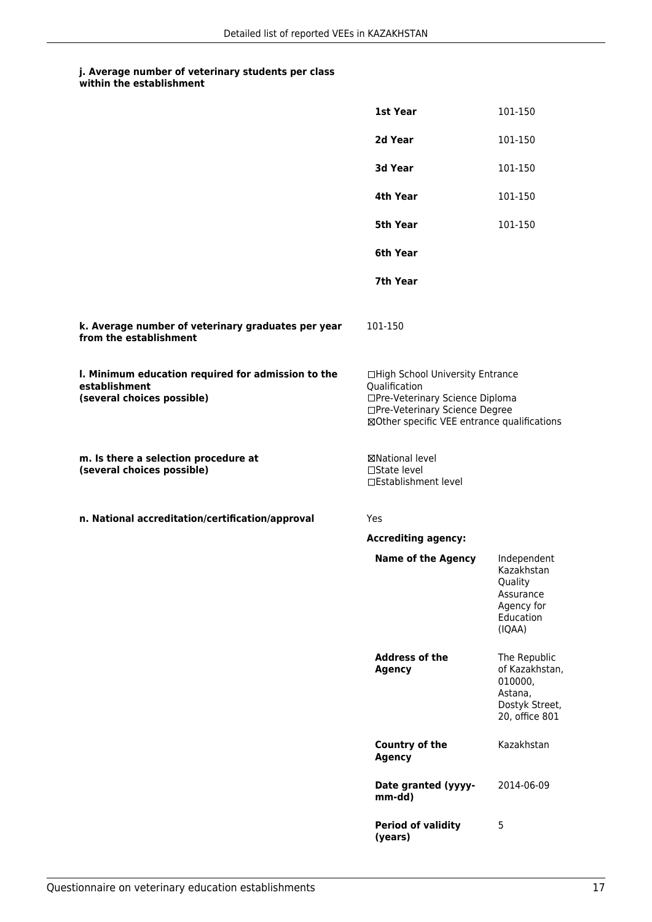#### j. Average number of veterinary students per class within the establishment

| | |
|---|---|
| **1st Year** | 101-150 |
| **2d Year** | 101-150 |
| **3d Year** | 101-150 |
| **4th Year** | 101-150 |
| **5th Year** | 101-150 |
| **6th Year** | |
| **7th Year** | |

**k. Average number of veterinary graduates per year from the establishment**

101-150

**l. Minimum education required for admission to the establishment (several choices possible)**

☐High School University Entrance Qualification
☐Pre-Veterinary Science Diploma
☐Pre-Veterinary Science Degree
☒Other specific VEE entrance qualifications

**m. Is there a selection procedure at (several choices possible)**

☒National level
☐State level
☐Establishment level

**n. National accreditation/certification/approval**

Yes

**Accrediting agency:**

| | |
|---|---|
| **Name of the Agency** | Independent Kazakhstan Quality Assurance Agency for Education (IQAA) |
| **Address of the Agency** | The Republic of Kazakhstan, 010000, Astana, Dostyk Street, 20, office 801 |
| **Country of the Agency** | Kazakhstan |
| **Date granted (yyyy-mm-dd)** | 2014-06-09 |
| **Period of validity (years)** | 5 |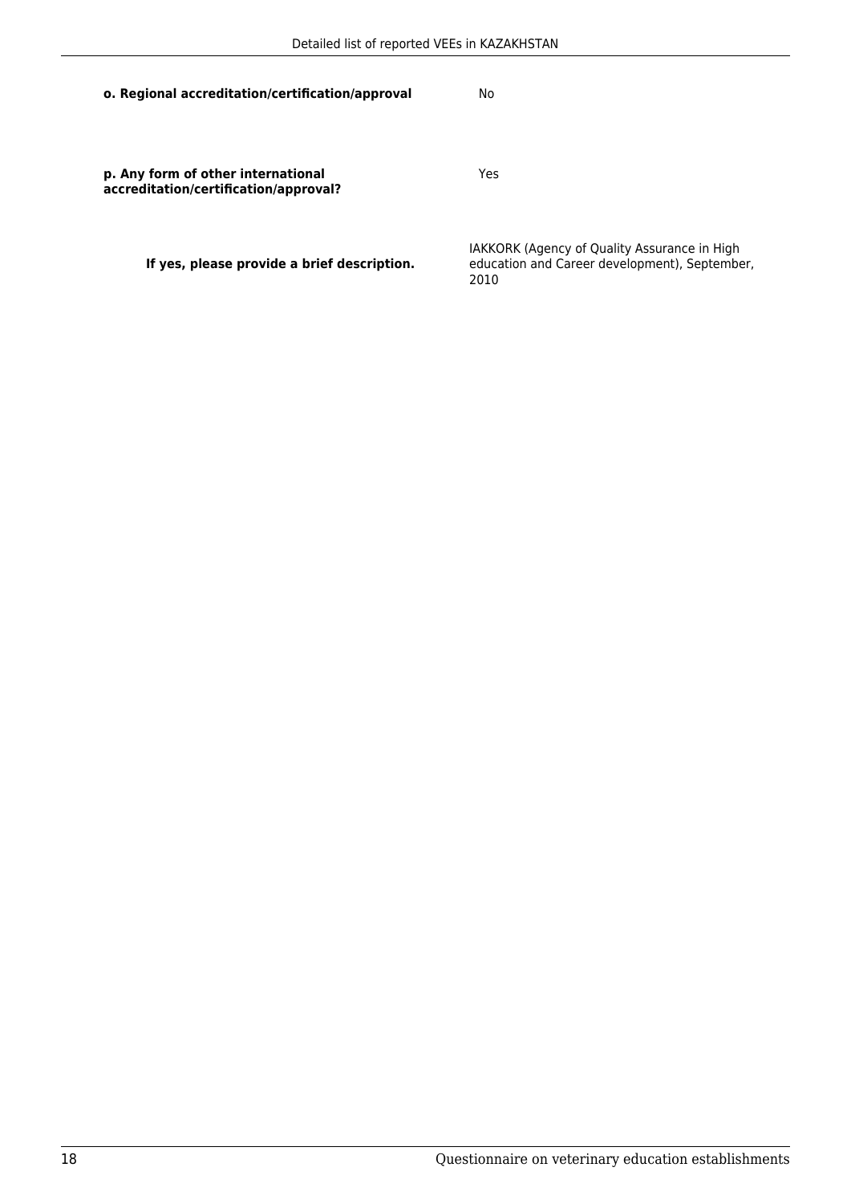**o. Regional accreditation/certification/approval**

No

**p. Any form of other international accreditation/certification/approval?**

Yes

**If yes, please provide a brief description.**

IAKKORK (Agency of Quality Assurance in High education and Career development), September, 2010